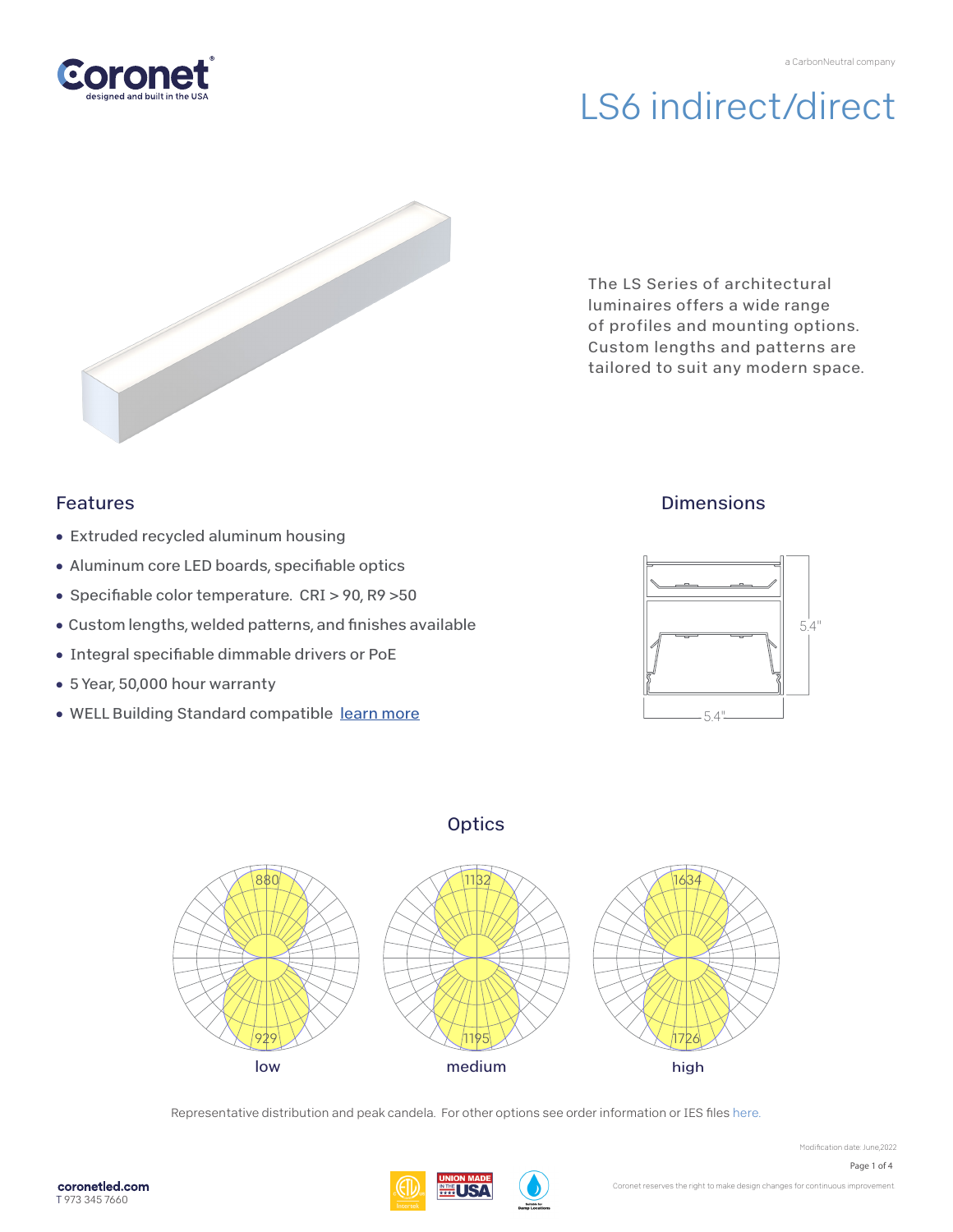Coronet
designed and built in the USA

a CarbonNeutral company

# LS6 indirect/direct

The LS Series of architectural luminaires offers a wide range of profiles and mounting options. Custom lengths and patterns are tailored to suit any modern space.

## Features

- Extruded recycled aluminum housing
- Aluminum core LED boards, specifiable optics
- Specifiable color temperature. CRI > 90, R9 >50
- Custom lengths, welded patterns, and finishes available
- Integral specifiable dimmable drivers or PoE
- 5 Year, 50,000 hour warranty
- WELL Building Standard compatible [learn more]

## Dimensions

5.4"

5.4"

## Optics

880

929

low

1132

1195

medium

1634

1726

high

Representative distribution and peak candela. For other options see order information or IES files here.

Modification date: June,2022

coronetled.com
T 973 345 7660

Coronet reserves the right to make design changes for continuous improvement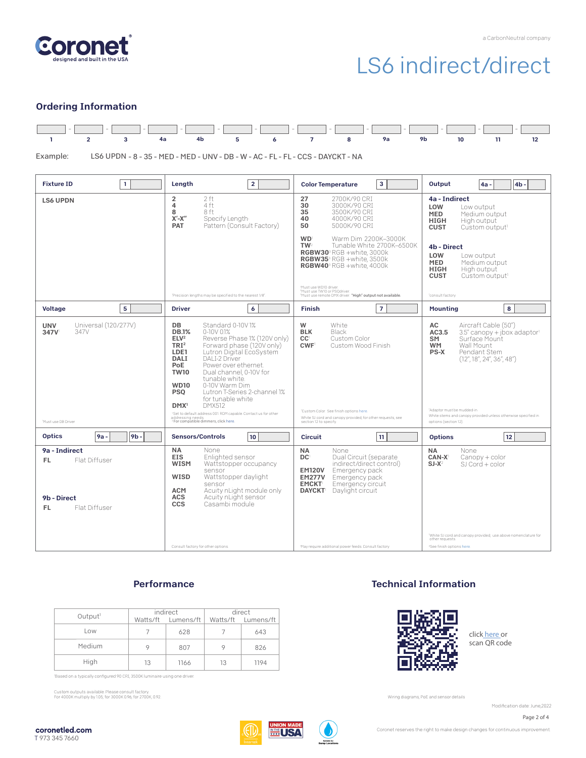Coronet
designed and built in the USA

a CarbonNeutral company

# LS6 indirect/direct

## Ordering Information

| 1 | 2 | 3 | 4a | 4b | 5 | 6 | 7 | 8 | 9a | 9b | 10 | 11 | 12 |
|---|---|---|---|---|---|---|---|---|---|---|---|---|---|

Example: LS6 UPDN - 8 - 35 - MED - MED - UNV - DB - W - AC - FL - FL - CCS - DAYCKT - NA

### Fixture ID [1]

**LS6 UPDN**

### Length [2]

- **2** 2 ft
- **4** 4 ft
- **8** 8 ft
- **X'-X"** Specify Length[1]
- **PAT** Pattern (Consult Factory)

[1]Precision lengths may be specified to the nearest 1/8"

### Color Temperature [3]

- **27** 2700K/90 CRI
- **30** 3000K/90 CRI
- **35** 3500K/90 CRI
- **40** 4000K/90 CRI
- **50** 5000K/90 CRI
- **WD**[1] Warm Dim 2200K–3000K
- **TW**[2] Tunable White 2700K–6500K
- **RGBW30**[3] RGB +white, 3000k
- **RGBW35**[3] RGB +white, 3500k
- **RGBW40**[3] RGB +white, 4000k

[1]Must use WD10 driver
[2]Must use TW10 or PSQdriver
[3]Must use remote DMX driver. "High" output not available.

### Output [4a - ] [4b - ]

**4a - Indirect**
- **LOW** Low output
- **MED** Medium output
- **HIGH** High output
- **CUST** Custom output[1]

**4b - Direct**
- **LOW** Low output
- **MED** Medium output
- **HIGH** High output
- **CUST** Custom output[1]

[1]consult factory

### Voltage [5]

- **UNV** Universal (120/277V)
- **347V**[1] 347V

[1]Must use DB Driver

### Driver [6]

- **DB** Standard 0-10V 1%
- **DB.1%** 0-10V 0.1%
- **ELV**[2] Reverse Phase 1% (120V only)
- **TRI**[2] Forward phase (120V only)
- **LDE1** Lutron Digital EcoSystem
- **DALI** DALI-2 Driver
- **PoE** Power over ethernet
- **TW10** Dual channel, 0-10V for tunable white
- **WD10** 0-10V Warm Dim
- **PSQ** Lutron T-Series 2-channel 1% for tunable white
- **DMX**[1] DMX512

[1]Set to default address 001. RDM capable. Contact us for other addressing needs.
[2]For compatible dimmers, click here.

### Finish [7]

- **W** White
- **BLK** Black
- **CC**[1] Custom Color
- **CWF**[1] Custom Wood Finish

[1]Custom Color. See finish options here.
White SJ cord and canopy provided, for other requests, see section 12 to specify

### Mounting [8]

- **AC** Aircraft Cable (50")
- **AC3.5** 3.5" canopy + jbox adaptor[1]
- **SM** Surface Mount
- **WM** Wall Mount
- **PS-X** Pendant Stem (12", 18", 24", 36", 48")

[1]Adaptor must be mudded-in
White stems and canopy provided unless otherwise specified in options (section 12)

### Optics [9a - ] [9b - ]

**9a - Indirect**
- **FL** Flat Diffuser

**9b - Direct**
- **FL** Flat Diffuser

### Sensors/Controls [10]

- **NA** None
- **EIS** Enlighted sensor
- **WISM** Wattstopper occupancy sensor
- **WISD** Wattstopper daylight sensor
- **ACM** Acuity nLight module only
- **ACS** Acuity nLight sensor
- **CCS** Casambi module

Consult factory for other options.

### Circuit [11]

- **NA** None
- **DC**[1] Dual Circuit (separate indirect/direct control)
- **EM120V** Emergency pack
- **EM277V** Emergency pack
- **EMCKT**[1] Emergency circuit
- **DAYCKT**[1] Daylight circuit

[1]May require additional power feeds. Consult factory

### Options [12]

- **NA** None
- **CAN-X**[1] Canopy + color
- **SJ-X**[2] SJ Cord + color

[1]White SJ cord and canopy provided, use above nomenclature for other requests.
[2]See finish options here.

## Performance

| Output[1] | indirect | | direct | |
|---|---|---|---|---|
| | Watts/ft | Lumens/ft | Watts/ft | Lumens/ft |
| Low | 7 | 628 | 7 | 643 |
| Medium | 9 | 807 | 9 | 826 |
| High | 13 | 1166 | 13 | 1194 |

[1]Based on a typically configured 90 CRI, 3500K luminaire using one driver.

Custom outputs available. Please consult factory.
For 4000K multiply by 1.05; for 3000K 0.96, for 2700K, 0.92.

## Technical Information

click here or scan QR code

Wiring diagrams, PoE and sensor details

Modification date: June,2022

coronetled.com
T 973 345 7660

Coronet reserves the right to make design changes for continuous improvement.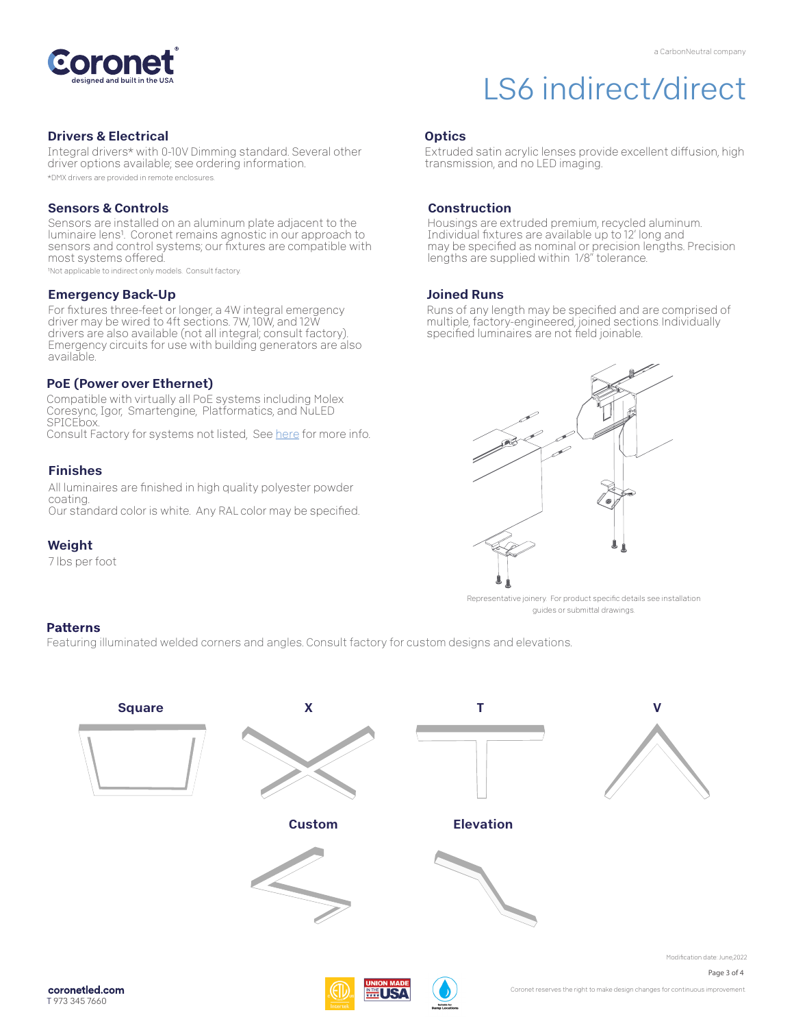# LS6 indirect/direct

## Drivers & Electrical

Integral drivers* with 0-10V Dimming standard. Several other driver options available; see ordering information.

*DMX drivers are provided in remote enclosures.

## Sensors & Controls

Sensors are installed on an aluminum plate adjacent to the luminaire lens[1]. Coronet remains agnostic in our approach to sensors and control systems; our fixtures are compatible with most systems offered.

[1]Not applicable to indirect only models. Consult factory.

## Emergency Back-Up

For fixtures three-feet or longer, a 4W integral emergency driver may be wired to 4ft sections. 7W, 10W, and 12W drivers are also available (not all integral; consult factory). Emergency circuits for use with building generators are also available.

## PoE (Power over Ethernet)

Compatible with virtually all PoE systems including Molex Coresync, Igor, Smartengine, Platformatics, and NuLED SPICEbox.
Consult Factory for systems not listed, See here for more info.

## Finishes

All luminaires are finished in high quality polyester powder coating.
Our standard color is white. Any RAL color may be specified.

## Weight

7 lbs per foot

## Optics

Extruded satin acrylic lenses provide excellent diffusion, high transmission, and no LED imaging.

## Construction

Housings are extruded premium, recycled aluminum. Individual fixtures are available up to 12' long and may be specified as nominal or precision lengths. Precision lengths are supplied within 1/8" tolerance.

## Joined Runs

Runs of any length may be specified and are comprised of multiple, factory-engineered, joined sections. Individually specified luminaires are not field joinable.

Representative joinery. For product specific details see installation guides or submittal drawings.

## Patterns

Featuring illuminated welded corners and angles. Consult factory for custom designs and elevations.

Square

X

T

V

Custom

Elevation

Modification date: June,2022

coronetled.com
T 973 345 7660

Coronet reserves the right to make design changes for continuous improvement.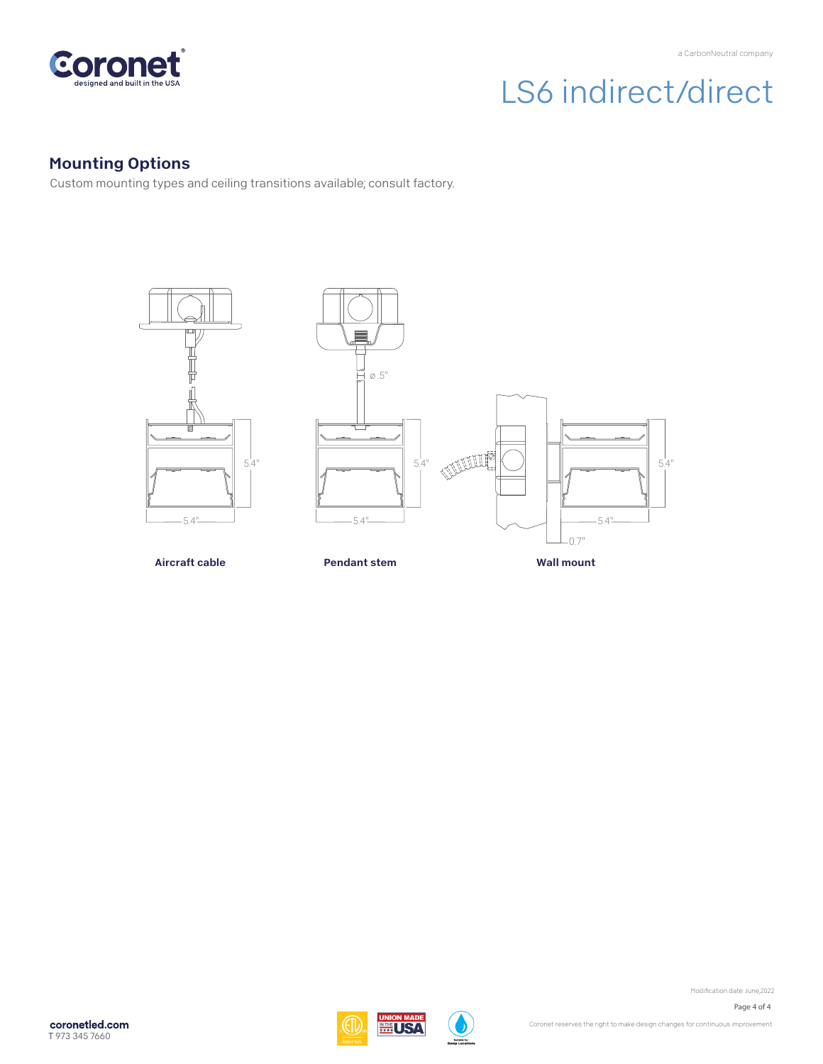# LS6 indirect/direct

## Mounting Options

Custom mounting types and ceiling transitions available; consult factory.

ø .5"

5.4"

5.4"

5.4"

5.4"

5.4"

5.4"

0.7"

**Aircraft cable**

**Pendant stem**

**Wall mount**

Modification date: June,2022

Coronet reserves the right to make design changes for continuous improvement

**coronetled.com**
T 973 345 7660